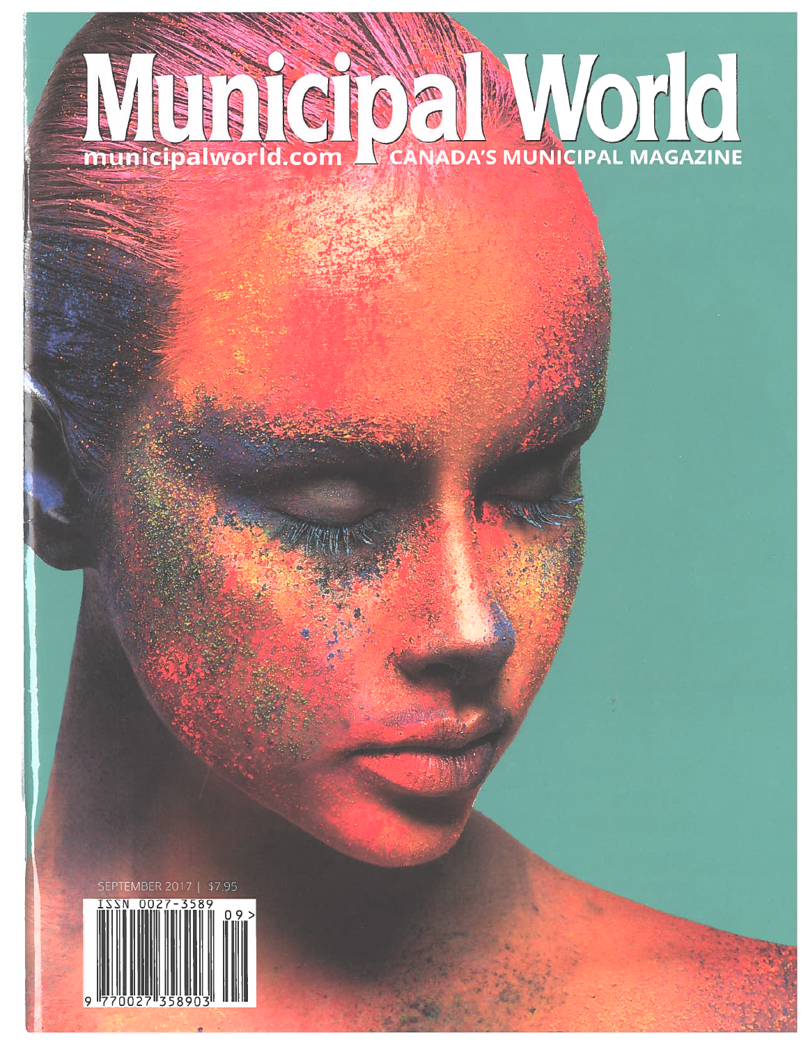# Municipal World

municipalworld.com CANADA'S MUNICIPAL MAGAZINE

SEPTEMBER 2017 | $7.95

ISSN 0027-3589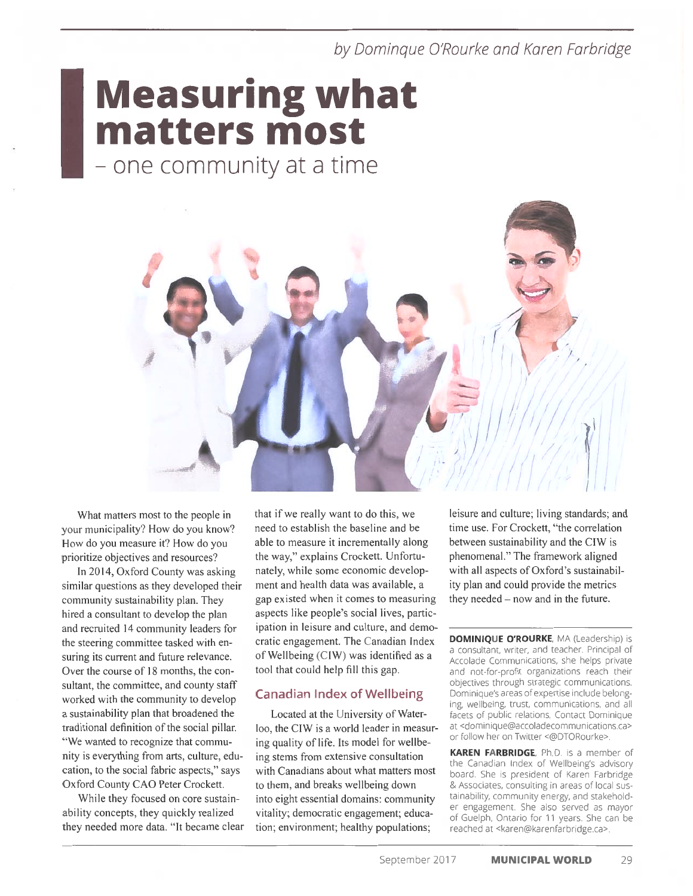*by Dominque O'Rourke and Karen Farbridge*

# Measuring what matters most

## – one community at a time

What matters most to the people in your municipality? How do you know? How do you measure it? How do you prioritize objectives and resources?

In 2014, Oxford County was asking similar questions as they developed their community sustainability plan. They hired a consultant to develop the plan and recruited 14 community leaders for the steering committee tasked with ensuring its current and future relevance. Over the course of 18 months, the consultant, the committee, and county staff worked with the community to develop a sustainability plan that broadened the traditional definition of the social pillar. "We wanted to recognize that community is everything from arts, culture, education, to the social fabric aspects," says Oxford County CAO Peter Crockett.

While they focused on core sustainability concepts, they quickly realized they needed more data. "It became clear that if we really want to do this, we need to establish the baseline and be able to measure it incrementally along the way," explains Crockett. Unfortunately, while some economic development and health data was available, a gap existed when it comes to measuring aspects like people's social lives, participation in leisure and culture, and democratic engagement. The Canadian Index of Wellbeing (CIW) was identified as a tool that could help fill this gap.

### Canadian Index of Wellbeing

Located at the University of Waterloo, the CIW is a world leader in measuring quality of life. Its model for wellbeing stems from extensive consultation with Canadians about what matters most to them, and breaks wellbeing down into eight essential domains: community vitality; democratic engagement; education; environment; healthy populations; leisure and culture; living standards; and time use. For Crockett, "the correlation between sustainability and the CIW is phenomenal." The framework aligned with all aspects of Oxford's sustainability plan and could provide the metrics they needed – now and in the future.

---

**DOMINIQUE O'ROURKE**, MA (Leadership) is a consultant, writer, and teacher. Principal of Accolade Communications, she helps private and not-for-profit organizations reach their objectives through strategic communications. Dominique's areas of expertise include belonging, wellbeing, trust, communications, and all facets of public relations. Contact Dominique at <dominique@accoladecommunications.ca> or follow her on Twitter <@DTORourke>.

**KAREN FARBRIDGE**, Ph.D. is a member of the Canadian Index of Wellbeing's advisory board. She is president of Karen Farbridge & Associates, consulting in areas of local sustainability, community energy, and stakeholder engagement. She also served as mayor of Guelph, Ontario for 11 years. She can be reached at <karen@karenfarbridge.ca>.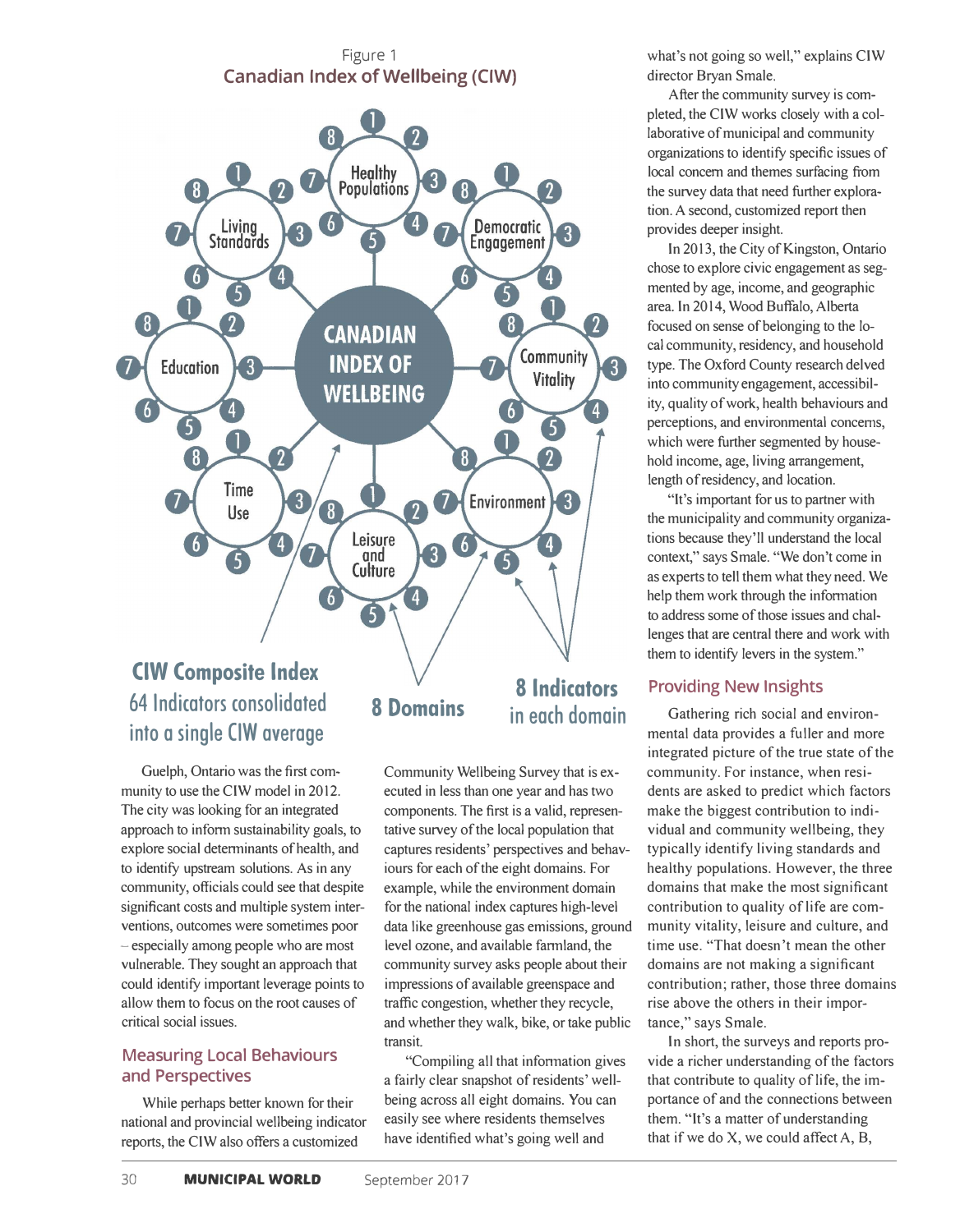Figure 1
**Canadian Index of Wellbeing (CIW)**

CANADIAN INDEX OF WELLBEING

Healthy Populations · Democratic Engagement · Community Vitality · Environment · Leisure and Culture · Time Use · Education · Living Standards

**CIW Composite Index**
64 Indicators consolidated into a single CIW average

**8 Domains**

**8 Indicators** in each domain

Guelph, Ontario was the first community to use the CIW model in 2012. The city was looking for an integrated approach to inform sustainability goals, to explore social determinants of health, and to identify upstream solutions. As in any community, officials could see that despite significant costs and multiple system interventions, outcomes were sometimes poor – especially among people who are most vulnerable. They sought an approach that could identify important leverage points to allow them to focus on the root causes of critical social issues.

## Measuring Local Behaviours and Perspectives

While perhaps better known for their national and provincial wellbeing indicator reports, the CIW also offers a customized Community Wellbeing Survey that is executed in less than one year and has two components. The first is a valid, representative survey of the local population that captures residents' perspectives and behaviours for each of the eight domains. For example, while the environment domain for the national index captures high-level data like greenhouse gas emissions, ground level ozone, and available farmland, the community survey asks people about their impressions of available greenspace and traffic congestion, whether they recycle, and whether they walk, bike, or take public transit.

"Compiling all that information gives a fairly clear snapshot of residents' wellbeing across all eight domains. You can easily see where residents themselves have identified what's going well and what's not going so well," explains CIW director Bryan Smale.

After the community survey is completed, the CIW works closely with a collaborative of municipal and community organizations to identify specific issues of local concern and themes surfacing from the survey data that need further exploration. A second, customized report then provides deeper insight.

In 2013, the City of Kingston, Ontario chose to explore civic engagement as segmented by age, income, and geographic area. In 2014, Wood Buffalo, Alberta focused on sense of belonging to the local community, residency, and household type. The Oxford County research delved into community engagement, accessibility, quality of work, health behaviours and perceptions, and environmental concerns, which were further segmented by household income, age, living arrangement, length of residency, and location.

"It's important for us to partner with the municipality and community organizations because they'll understand the local context," says Smale. "We don't come in as experts to tell them what they need. We help them work through the information to address some of those issues and challenges that are central there and work with them to identify levers in the system."

## Providing New Insights

Gathering rich social and environmental data provides a fuller and more integrated picture of the true state of the community. For instance, when residents are asked to predict which factors make the biggest contribution to individual and community wellbeing, they typically identify living standards and healthy populations. However, the three domains that make the most significant contribution to quality of life are community vitality, leisure and culture, and time use. "That doesn't mean the other domains are not making a significant contribution; rather, those three domains rise above the others in their importance," says Smale.

In short, the surveys and reports provide a richer understanding of the factors that contribute to quality of life, the importance of and the connections between them. "It's a matter of understanding that if we do X, we could affect A, B,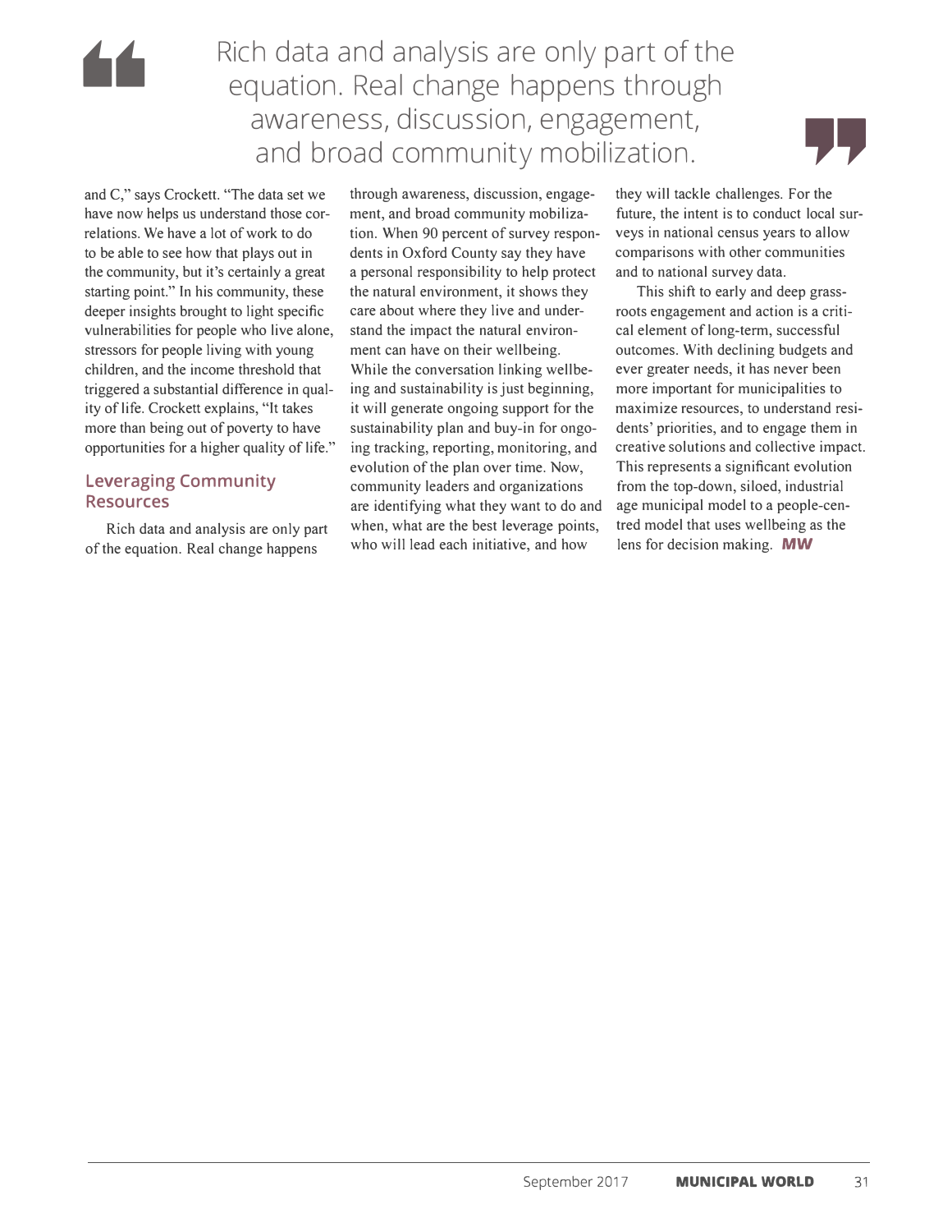> Rich data and analysis are only part of the equation. Real change happens through awareness, discussion, engagement, and broad community mobilization.

and C," says Crockett. "The data set we have now helps us understand those correlations. We have a lot of work to do to be able to see how that plays out in the community, but it's certainly a great starting point." In his community, these deeper insights brought to light specific vulnerabilities for people who live alone, stressors for people living with young children, and the income threshold that triggered a substantial difference in quality of life. Crockett explains, "It takes more than being out of poverty to have opportunities for a higher quality of life."

## Leveraging Community Resources

Rich data and analysis are only part of the equation. Real change happens through awareness, discussion, engagement, and broad community mobilization. When 90 percent of survey respondents in Oxford County say they have a personal responsibility to help protect the natural environment, it shows they care about where they live and understand the impact the natural environment can have on their wellbeing. While the conversation linking wellbeing and sustainability is just beginning, it will generate ongoing support for the sustainability plan and buy-in for ongoing tracking, reporting, monitoring, and evolution of the plan over time. Now, community leaders and organizations are identifying what they want to do and when, what are the best leverage points, who will lead each initiative, and how they will tackle challenges. For the future, the intent is to conduct local surveys in national census years to allow comparisons with other communities and to national survey data.

This shift to early and deep grassroots engagement and action is a critical element of long-term, successful outcomes. With declining budgets and ever greater needs, it has never been more important for municipalities to maximize resources, to understand residents' priorities, and to engage them in creative solutions and collective impact. This represents a significant evolution from the top-down, siloed, industrial age municipal model to a people-centred model that uses wellbeing as the lens for decision making. **MW**